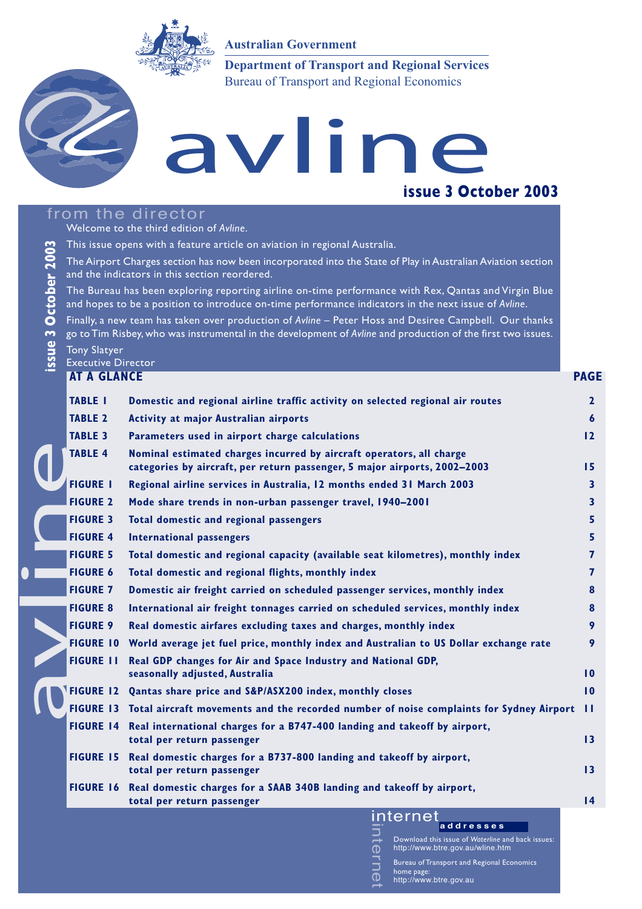Australian Government

Department of Transport and Regional Services
Bureau of Transport and Regional Economics

# avline

## issue 3 October 2003

## from the director

Welcome to the third edition of *Avline*.

This issue opens with a feature article on aviation in regional Australia.

The Airport Charges section has now been incorporated into the State of Play in Australian Aviation section and the indicators in this section reordered.

The Bureau has been exploring reporting airline on-time performance with Rex, Qantas and Virgin Blue and hopes to be a position to introduce on-time performance indicators in the next issue of *Avline*.

Finally, a new team has taken over production of *Avline* – Peter Hoss and Desiree Campbell. Our thanks go to Tim Risbey, who was instrumental in the development of *Avline* and production of the first two issues.

Tony Slatyer
Executive Director

## AT A GLANCE

| | | PAGE |
|---|---|---|
| **TABLE 1** | **Domestic and regional airline traffic activity on selected regional air routes** | 2 |
| **TABLE 2** | **Activity at major Australian airports** | 6 |
| **TABLE 3** | **Parameters used in airport charge calculations** | 12 |
| **TABLE 4** | **Nominal estimated charges incurred by aircraft operators, all charge categories by aircraft, per return passenger, 5 major airports, 2002–2003** | 15 |
| **FIGURE 1** | **Regional airline services in Australia, 12 months ended 31 March 2003** | 3 |
| **FIGURE 2** | **Mode share trends in non-urban passenger travel, 1940–2001** | 3 |
| **FIGURE 3** | **Total domestic and regional passengers** | 5 |
| **FIGURE 4** | **International passengers** | 5 |
| **FIGURE 5** | **Total domestic and regional capacity (available seat kilometres), monthly index** | 7 |
| **FIGURE 6** | **Total domestic and regional flights, monthly index** | 7 |
| **FIGURE 7** | **Domestic air freight carried on scheduled passenger services, monthly index** | 8 |
| **FIGURE 8** | **International air freight tonnages carried on scheduled services, monthly index** | 8 |
| **FIGURE 9** | **Real domestic airfares excluding taxes and charges, monthly index** | 9 |
| **FIGURE 10** | **World average jet fuel price, monthly index and Australian to US Dollar exchange rate** | 9 |
| **FIGURE 11** | **Real GDP changes for Air and Space Industry and National GDP, seasonally adjusted, Australia** | 10 |
| **FIGURE 12** | **Qantas share price and S&P/ASX200 index, monthly closes** | 10 |
| **FIGURE 13** | **Total aircraft movements and the recorded number of noise complaints for Sydney Airport** | 11 |
| **FIGURE 14** | **Real international charges for a B747-400 landing and takeoff by airport, total per return passenger** | 13 |
| **FIGURE 15** | **Real domestic charges for a B737-800 landing and takeoff by airport, total per return passenger** | 13 |
| **FIGURE 16** | **Real domestic charges for a SAAB 340B landing and takeoff by airport, total per return passenger** | 14 |

## internet addresses

Download this issue of *Waterline* and back issues:
http://www.btre.gov.au/wline.htm

Bureau of Transport and Regional Economics home page:
http://www.btre.gov.au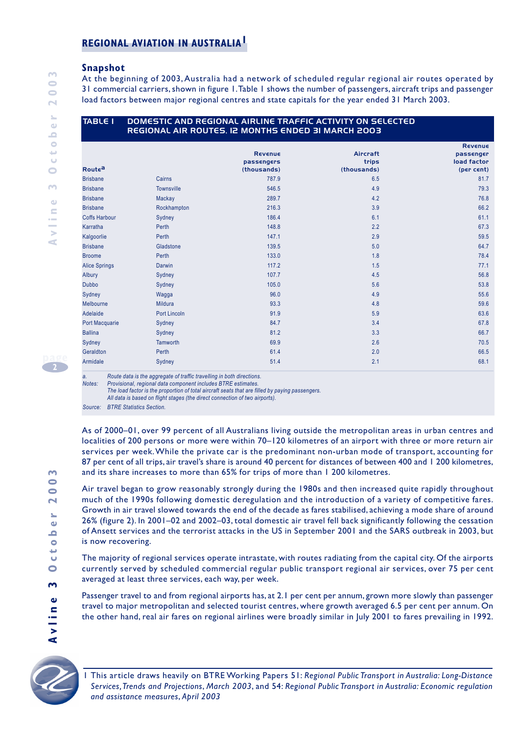## REGIONAL AVIATION IN AUSTRALIA[1]

### Snapshot

At the beginning of 2003, Australia had a network of scheduled regular regional air routes operated by 31 commercial carriers, shown in figure 1. Table 1 shows the number of passengers, aircraft trips and passenger load factors between major regional centres and state capitals for the year ended 31 March 2003.

**TABLE 1 DOMESTIC AND REGIONAL AIRLINE TRAFFIC ACTIVITY ON SELECTED REGIONAL AIR ROUTES, 12 MONTHS ENDED 31 MARCH 2003**

| Route[a] | | Revenue passengers (thousands) | Aircraft trips (thousands) | Revenue passenger load factor (per cent) |
|---|---|---|---|---|
| Brisbane | Cairns | 787.9 | 6.5 | 81.7 |
| Brisbane | Townsville | 546.5 | 4.9 | 79.3 |
| Brisbane | Mackay | 289.7 | 4.2 | 76.8 |
| Brisbane | Rockhampton | 216.3 | 3.9 | 66.2 |
| Coffs Harbour | Sydney | 186.4 | 6.1 | 61.1 |
| Karratha | Perth | 148.8 | 2.2 | 67.3 |
| Kalgoorlie | Perth | 147.1 | 2.9 | 59.5 |
| Brisbane | Gladstone | 139.5 | 5.0 | 64.7 |
| Broome | Perth | 133.0 | 1.8 | 78.4 |
| Alice Springs | Darwin | 117.2 | 1.5 | 77.1 |
| Albury | Sydney | 107.7 | 4.5 | 56.8 |
| Dubbo | Sydney | 105.0 | 5.6 | 53.8 |
| Sydney | Wagga | 96.0 | 4.9 | 55.6 |
| Melbourne | Mildura | 93.3 | 4.8 | 59.6 |
| Adelaide | Port Lincoln | 91.9 | 5.9 | 63.6 |
| Port Macquarie | Sydney | 84.7 | 3.4 | 67.8 |
| Ballina | Sydney | 81.2 | 3.3 | 66.7 |
| Sydney | Tamworth | 69.9 | 2.6 | 70.5 |
| Geraldton | Perth | 61.4 | 2.0 | 66.5 |
| Armidale | Sydney | 51.4 | 2.1 | 68.1 |

*a. Route data is the aggregate of traffic travelling in both directions.*
*Notes: Provisional, regional data component includes BTRE estimates.*
*The load factor is the proportion of total aircraft seats that are filled by paying passengers.*
*All data is based on flight stages (the direct connection of two airports).*
*Source: BTRE Statistics Section.*

As of 2000–01, over 99 percent of all Australians living outside the metropolitan areas in urban centres and localities of 200 persons or more were within 70–120 kilometres of an airport with three or more return air services per week. While the private car is the predominant non-urban mode of transport, accounting for 87 per cent of all trips, air travel's share is around 40 percent for distances of between 400 and 1 200 kilometres, and its share increases to more than 65% for trips of more than 1 200 kilometres.

Air travel began to grow reasonably strongly during the 1980s and then increased quite rapidly throughout much of the 1990s following domestic deregulation and the introduction of a variety of competitive fares. Growth in air travel slowed towards the end of the decade as fares stabilised, achieving a mode share of around 26% (figure 2). In 2001–02 and 2002–03, total domestic air travel fell back significantly following the cessation of Ansett services and the terrorist attacks in the US in September 2001 and the SARS outbreak in 2003, but is now recovering.

The majority of regional services operate intrastate, with routes radiating from the capital city. Of the airports currently served by scheduled commercial regular public transport regional air services, over 75 per cent averaged at least three services, each way, per week.

Passenger travel to and from regional airports has, at 2.1 per cent per annum, grown more slowly than passenger travel to major metropolitan and selected tourist centres, where growth averaged 6.5 per cent per annum. On the other hand, real air fares on regional airlines were broadly similar in July 2001 to fares prevailing in 1992.

1 This article draws heavily on BTRE Working Papers 51: *Regional Public Transport in Australia: Long-Distance Services, Trends and Projections, March 2003*, and 54: *Regional Public Transport in Australia: Economic regulation and assistance measures, April 2003*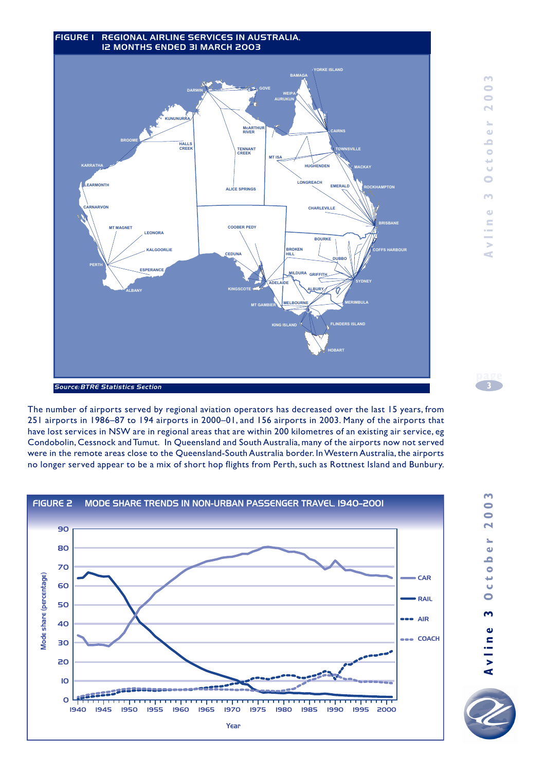**FIGURE 1 REGIONAL AIRLINE SERVICES IN AUSTRALIA, 12 MONTHS ENDED 31 MARCH 2003**

*Source: BTRE Statistics Section*

The number of airports served by regional aviation operators has decreased over the last 15 years, from 251 airports in 1986–87 to 194 airports in 2000–01, and 156 airports in 2003. Many of the airports that have lost services in NSW are in regional areas that are within 200 kilometres of an existing air service, eg Condobolin, Cessnock and Tumut. In Queensland and South Australia, many of the airports now not served were in the remote areas close to the Queensland-South Australia border. In Western Australia, the airports no longer served appear to be a mix of short hop flights from Perth, such as Rottnest Island and Bunbury.

**FIGURE 2 MODE SHARE TRENDS IN NON-URBAN PASSENGER TRAVEL, 1940–2001**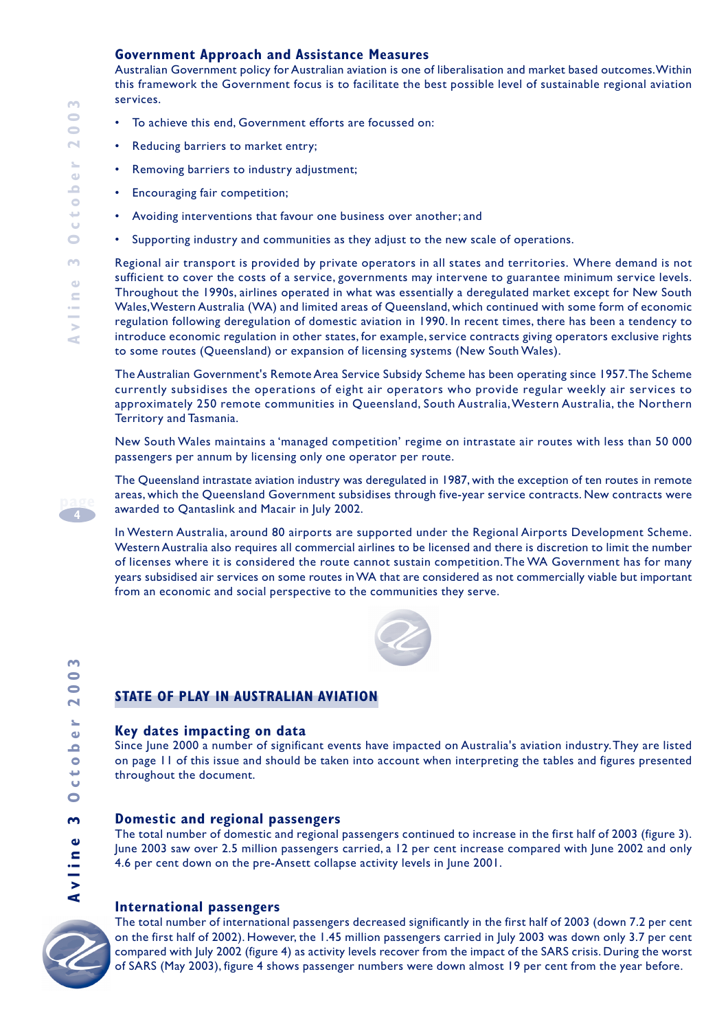## Government Approach and Assistance Measures

Australian Government policy for Australian aviation is one of liberalisation and market based outcomes. Within this framework the Government focus is to facilitate the best possible level of sustainable regional aviation services.

- To achieve this end, Government efforts are focussed on:
- Reducing barriers to market entry;
- Removing barriers to industry adjustment;
- Encouraging fair competition;
- Avoiding interventions that favour one business over another; and
- Supporting industry and communities as they adjust to the new scale of operations.

Regional air transport is provided by private operators in all states and territories. Where demand is not sufficient to cover the costs of a service, governments may intervene to guarantee minimum service levels. Throughout the 1990s, airlines operated in what was essentially a deregulated market except for New South Wales, Western Australia (WA) and limited areas of Queensland, which continued with some form of economic regulation following deregulation of domestic aviation in 1990. In recent times, there has been a tendency to introduce economic regulation in other states, for example, service contracts giving operators exclusive rights to some routes (Queensland) or expansion of licensing systems (New South Wales).

The Australian Government's Remote Area Service Subsidy Scheme has been operating since 1957. The Scheme currently subsidises the operations of eight air operators who provide regular weekly air services to approximately 250 remote communities in Queensland, South Australia, Western Australia, the Northern Territory and Tasmania.

New South Wales maintains a 'managed competition' regime on intrastate air routes with less than 50 000 passengers per annum by licensing only one operator per route.

The Queensland intrastate aviation industry was deregulated in 1987, with the exception of ten routes in remote areas, which the Queensland Government subsidises through five-year service contracts. New contracts were awarded to Qantaslink and Macair in July 2002.

In Western Australia, around 80 airports are supported under the Regional Airports Development Scheme. Western Australia also requires all commercial airlines to be licensed and there is discretion to limit the number of licenses where it is considered the route cannot sustain competition. The WA Government has for many years subsidised air services on some routes in WA that are considered as not commercially viable but important from an economic and social perspective to the communities they serve.

## STATE OF PLAY IN AUSTRALIAN AVIATION

### Key dates impacting on data

Since June 2000 a number of significant events have impacted on Australia's aviation industry. They are listed on page 11 of this issue and should be taken into account when interpreting the tables and figures presented throughout the document.

### Domestic and regional passengers

The total number of domestic and regional passengers continued to increase in the first half of 2003 (figure 3). June 2003 saw over 2.5 million passengers carried, a 12 per cent increase compared with June 2002 and only 4.6 per cent down on the pre-Ansett collapse activity levels in June 2001.

### International passengers

The total number of international passengers decreased significantly in the first half of 2003 (down 7.2 per cent on the first half of 2002). However, the 1.45 million passengers carried in July 2003 was down only 3.7 per cent compared with July 2002 (figure 4) as activity levels recover from the impact of the SARS crisis. During the worst of SARS (May 2003), figure 4 shows passenger numbers were down almost 19 per cent from the year before.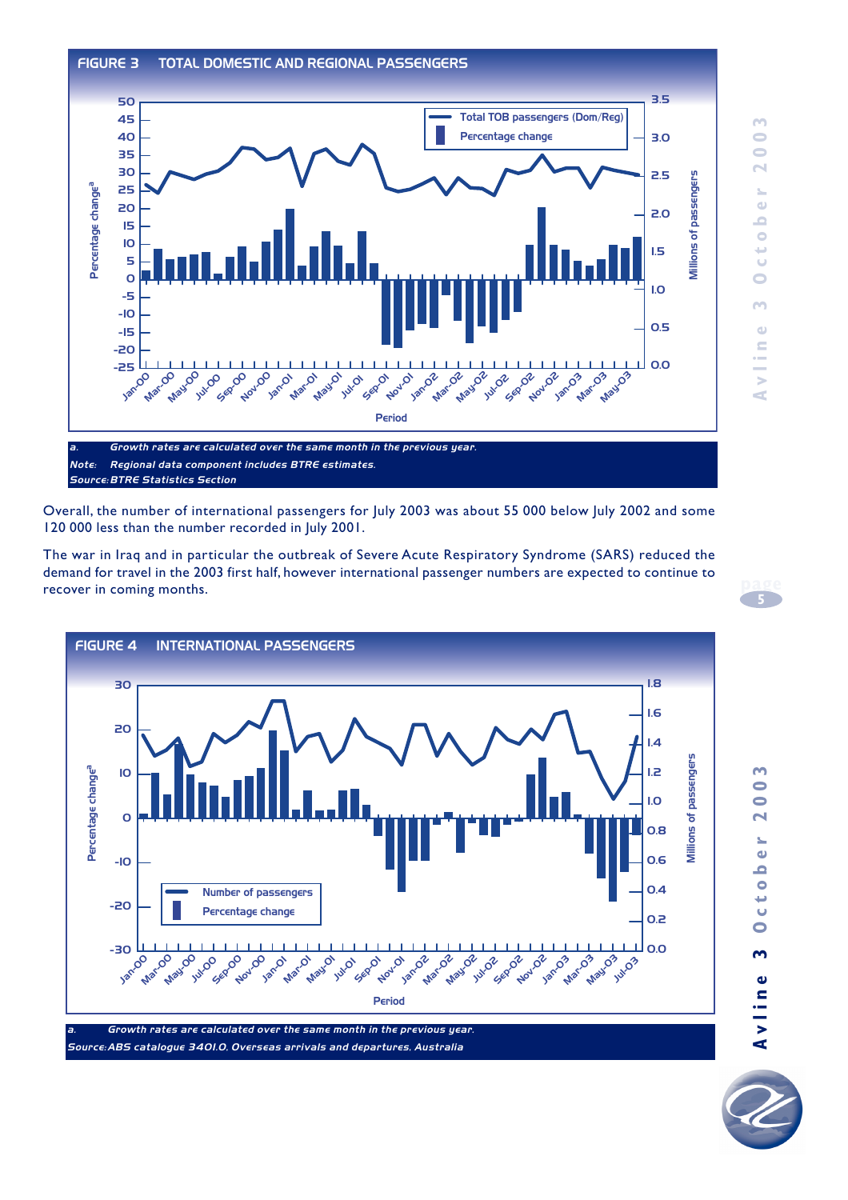## FIGURE 3 TOTAL DOMESTIC AND REGIONAL PASSENGERS

Total TOB passengers (Dom/Reg)
Percentage change

Percentage change[a]

50
45
40
35
30
25
20
15
10
5
0
-5
-10
-15
-20
-25

Millions of passengers

3.5
3.0
2.5
2.0
1.5
1.0
0.5
0.0

Jan-00 Mar-00 May-00 Jul-00 Sep-00 Nov-00 Jan-01 Mar-01 May-01 Jul-01 Sep-01 Nov-01 Jan-02 Mar-02 May-02 Jul-02 Sep-02 Nov-02 Jan-03 Mar-03 May-03

Period

*a. Growth rates are calculated over the same month in the previous year.*

*Note: Regional data component includes BTRE estimates.*

*Source: BTRE Statistics Section*

Overall, the number of international passengers for July 2003 was about 55 000 below July 2002 and some 120 000 less than the number recorded in July 2001.

The war in Iraq and in particular the outbreak of Severe Acute Respiratory Syndrome (SARS) reduced the demand for travel in the 2003 first half, however international passenger numbers are expected to continue to recover in coming months.

## FIGURE 4 INTERNATIONAL PASSENGERS

Number of passengers
Percentage change

Percentage change[a]

30
20
10
0
-10
-20
-30

Millions of passengers

1.8
1.6
1.4
1.2
1.0
0.8
0.6
0.4
0.2
0.0

Jan-00 Mar-00 May-00 Jul-00 Sep-00 Nov-00 Jan-01 Mar-01 May-01 Jul-01 Sep-01 Nov-01 Jan-02 Mar-02 May-02 Jul-02 Sep-02 Nov-02 Jan-03 Mar-03 May-03 Jul-03

Period

*a. Growth rates are calculated over the same month in the previous year.*

*Source: ABS catalogue 3401.0. Overseas arrivals and departures, Australia*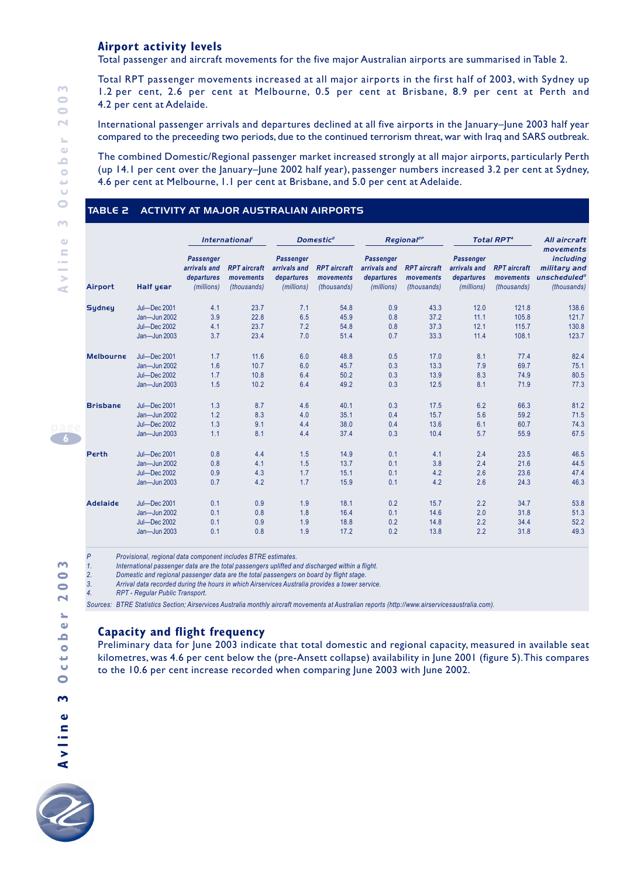## Airport activity levels

Total passenger and aircraft movements for the five major Australian airports are summarised in Table 2.

Total RPT passenger movements increased at all major airports in the first half of 2003, with Sydney up 1.2 per cent, 2.6 per cent at Melbourne, 0.5 per cent at Brisbane, 8.9 per cent at Perth and 4.2 per cent at Adelaide.

International passenger arrivals and departures declined at all five airports in the January–June 2003 half year compared to the preceeding two periods, due to the continued terrorism threat, war with Iraq and SARS outbreak.

The combined Domestic/Regional passenger market increased strongly at all major airports, particularly Perth (up 14.1 per cent over the January–June 2002 half year), passenger numbers increased 3.2 per cent at Sydney, 4.6 per cent at Melbourne, 1.1 per cent at Brisbane, and 5.0 per cent at Adelaide.

### TABLE 2 ACTIVITY AT MAJOR AUSTRALIAN AIRPORTS

| | | *International*[1] | | *Domestic*[2] | | *Regional*[2P] | | *Total RPT*[4] | | *All aircraft movements including military and unscheduled*[3] |
|---|---|---|---|---|---|---|---|---|---|---|
| **Airport** | **Half year** | *Passenger arrivals and departures (millions)* | *RPT aircraft movements (thousands)* | *Passenger arrivals and departures (millions)* | *RPT aircraft movements (thousands)* | *Passenger arrivals and departures (millions)* | *RPT aircraft movements (thousands)* | *Passenger arrivals and departures (millions)* | *RPT aircraft movements (thousands)* | *(thousands)* |
| **Sydney** | Jul—Dec 2001 | 4.1 | 23.7 | 7.1 | 54.8 | 0.9 | 43.3 | 12.0 | 121.8 | 138.6 |
| | Jan—Jun 2002 | 3.9 | 22.8 | 6.5 | 45.9 | 0.8 | 37.2 | 11.1 | 105.8 | 121.7 |
| | Jul—Dec 2002 | 4.1 | 23.7 | 7.2 | 54.8 | 0.8 | 37.3 | 12.1 | 115.7 | 130.8 |
| | Jan—Jun 2003 | 3.7 | 23.4 | 7.0 | 51.4 | 0.7 | 33.3 | 11.4 | 108.1 | 123.7 |
| **Melbourne** | Jul—Dec 2001 | 1.7 | 11.6 | 6.0 | 48.8 | 0.5 | 17.0 | 8.1 | 77.4 | 82.4 |
| | Jan—Jun 2002 | 1.6 | 10.7 | 6.0 | 45.7 | 0.3 | 13.3 | 7.9 | 69.7 | 75.1 |
| | Jul—Dec 2002 | 1.7 | 10.8 | 6.4 | 50.2 | 0.3 | 13.9 | 8.3 | 74.9 | 80.5 |
| | Jan—Jun 2003 | 1.5 | 10.2 | 6.4 | 49.2 | 0.3 | 12.5 | 8.1 | 71.9 | 77.3 |
| **Brisbane** | Jul—Dec 2001 | 1.3 | 8.7 | 4.6 | 40.1 | 0.3 | 17.5 | 6.2 | 66.3 | 81.2 |
| | Jan—Jun 2002 | 1.2 | 8.3 | 4.0 | 35.1 | 0.4 | 15.7 | 5.6 | 59.2 | 71.5 |
| | Jul—Dec 2002 | 1.3 | 9.1 | 4.4 | 38.0 | 0.4 | 13.6 | 6.1 | 60.7 | 74.3 |
| | Jan—Jun 2003 | 1.1 | 8.1 | 4.4 | 37.4 | 0.3 | 10.4 | 5.7 | 55.9 | 67.5 |
| **Perth** | Jul—Dec 2001 | 0.8 | 4.4 | 1.5 | 14.9 | 0.1 | 4.1 | 2.4 | 23.5 | 46.5 |
| | Jan—Jun 2002 | 0.8 | 4.1 | 1.5 | 13.7 | 0.1 | 3.8 | 2.4 | 21.6 | 44.5 |
| | Jul—Dec 2002 | 0.9 | 4.3 | 1.7 | 15.1 | 0.1 | 4.2 | 2.6 | 23.6 | 47.4 |
| | Jan—Jun 2003 | 0.7 | 4.2 | 1.7 | 15.9 | 0.1 | 4.2 | 2.6 | 24.3 | 46.3 |
| **Adelaide** | Jul—Dec 2001 | 0.1 | 0.9 | 1.9 | 18.1 | 0.2 | 15.7 | 2.2 | 34.7 | 53.8 |
| | Jan—Jun 2002 | 0.1 | 0.8 | 1.8 | 16.4 | 0.1 | 14.6 | 2.0 | 31.8 | 51.3 |
| | Jul—Dec 2002 | 0.1 | 0.9 | 1.9 | 18.8 | 0.2 | 14.8 | 2.2 | 34.4 | 52.2 |
| | Jan—Jun 2003 | 0.1 | 0.8 | 1.9 | 17.2 | 0.2 | 13.8 | 2.2 | 31.8 | 49.3 |

*P Provisional, regional data component includes BTRE estimates.*
*1. International passenger data are the total passengers uplifted and discharged within a flight.*
*2. Domestic and regional passenger data are the total passengers on board by flight stage.*
*3. Arrival data recorded during the hours in which Airservices Australia provides a tower service.*
*4. RPT - Regular Public Transport.*

*Sources: BTRE Statistics Section; Airservices Australia monthly aircraft movements at Australian reports (http://www.airservicesaustralia.com).*

## Capacity and flight frequency

Preliminary data for June 2003 indicate that total domestic and regional capacity, measured in available seat kilometres, was 4.6 per cent below the (pre-Ansett collapse) availability in June 2001 (figure 5). This compares to the 10.6 per cent increase recorded when comparing June 2003 with June 2002.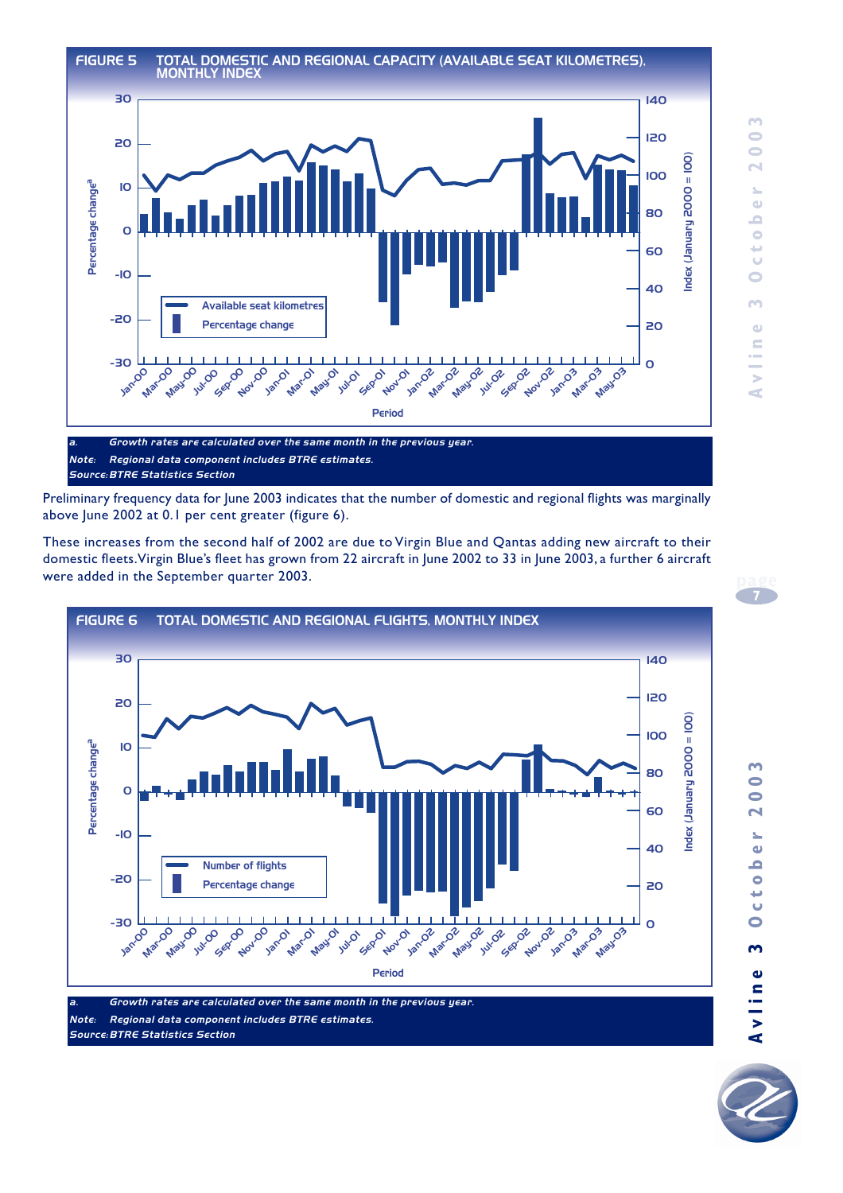**FIGURE 5 TOTAL DOMESTIC AND REGIONAL CAPACITY (AVAILABLE SEAT KILOMETRES), MONTHLY INDEX**

Percentage change[a]

30
20
10
0
-10
-20
-30

Index (January 2000 = 100)

140
120
100
80
60
40
20
0

Available seat kilometres
Percentage change

Jan-00 Mar-00 May-00 Jul-00 Sep-00 Nov-00 Jan-01 Mar-01 May-01 Jul-01 Sep-01 Nov-01 Jan-02 Mar-02 May-02 Jul-02 Sep-02 Nov-02 Jan-03 Mar-03 May-03

Period

*a. Growth rates are calculated over the same month in the previous year.*
*Note: Regional data component includes BTRE estimates.*
*Source: BTRE Statistics Section*

Preliminary frequency data for June 2003 indicates that the number of domestic and regional flights was marginally above June 2002 at 0.1 per cent greater (figure 6).

These increases from the second half of 2002 are due to Virgin Blue and Qantas adding new aircraft to their domestic fleets. Virgin Blue's fleet has grown from 22 aircraft in June 2002 to 33 in June 2003, a further 6 aircraft were added in the September quarter 2003.

**FIGURE 6 TOTAL DOMESTIC AND REGIONAL FLIGHTS, MONTHLY INDEX**

Percentage change[a]

30
20
10
0
-10
-20
-30

Index (January 2000 = 100)

140
120
100
80
60
40
20
0

Number of flights
Percentage change

Jan-00 Mar-00 May-00 Jul-00 Sep-00 Nov-00 Jan-01 Mar-01 May-01 Jul-01 Sep-01 Nov-01 Jan-02 Mar-02 May-02 Jul-02 Sep-02 Nov-02 Jan-03 Mar-03 May-03

Period

*a. Growth rates are calculated over the same month in the previous year.*
*Note: Regional data component includes BTRE estimates.*
*Source: BTRE Statistics Section*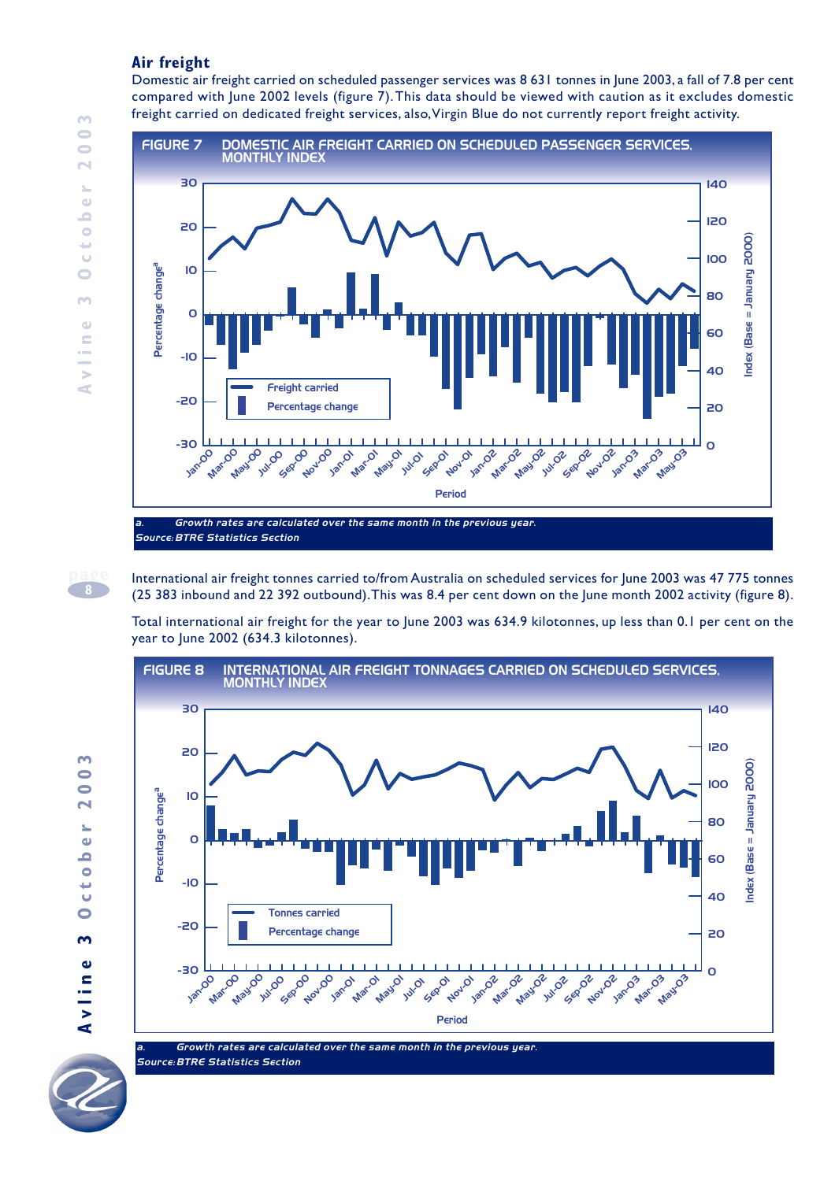## Air freight

Domestic air freight carried on scheduled passenger services was 8 631 tonnes in June 2003, a fall of 7.8 per cent compared with June 2002 levels (figure 7). This data should be viewed with caution as it excludes domestic freight carried on dedicated freight services, also, Virgin Blue do not currently report freight activity.

FIGURE 7 DOMESTIC AIR FREIGHT CARRIED ON SCHEDULED PASSENGER SERVICES, MONTHLY INDEX

Percentage change[a]
30
20
10
0
-10
-20
-30

Index (Base = January 2000)
140
120
100
80
60
40
20
0

Freight carried
Percentage change

Jan-00 Mar-00 May-00 Jul-00 Sep-00 Nov-00 Jan-01 Mar-01 May-01 Jul-01 Sep-01 Nov-01 Jan-02 Mar-02 May-02 Jul-02 Sep-02 Nov-02 Jan-03 Mar-03 May-03

Period

*a. Growth rates are calculated over the same month in the previous year.*
*Source: BTRE Statistics Section*

International air freight tonnes carried to/from Australia on scheduled services for June 2003 was 47 775 tonnes (25 383 inbound and 22 392 outbound). This was 8.4 per cent down on the June month 2002 activity (figure 8).

Total international air freight for the year to June 2003 was 634.9 kilotonnes, up less than 0.1 per cent on the year to June 2002 (634.3 kilotonnes).

FIGURE 8 INTERNATIONAL AIR FREIGHT TONNAGES CARRIED ON SCHEDULED SERVICES, MONTHLY INDEX

Percentage change[a]
30
20
10
0
-10
-20
-30

Index (Base = January 2000)
140
120
100
80
60
40
20
0

Tonnes carried
Percentage change

Jan-00 Mar-00 May-00 Jul-00 Sep-00 Nov-00 Jan-01 Mar-01 May-01 Jul-01 Sep-01 Nov-01 Jan-02 Mar-02 May-02 Jul-02 Sep-02 Nov-02 Jan-03 Mar-03 May-03

Period

*a. Growth rates are calculated over the same month in the previous year.*
*Source: BTRE Statistics Section*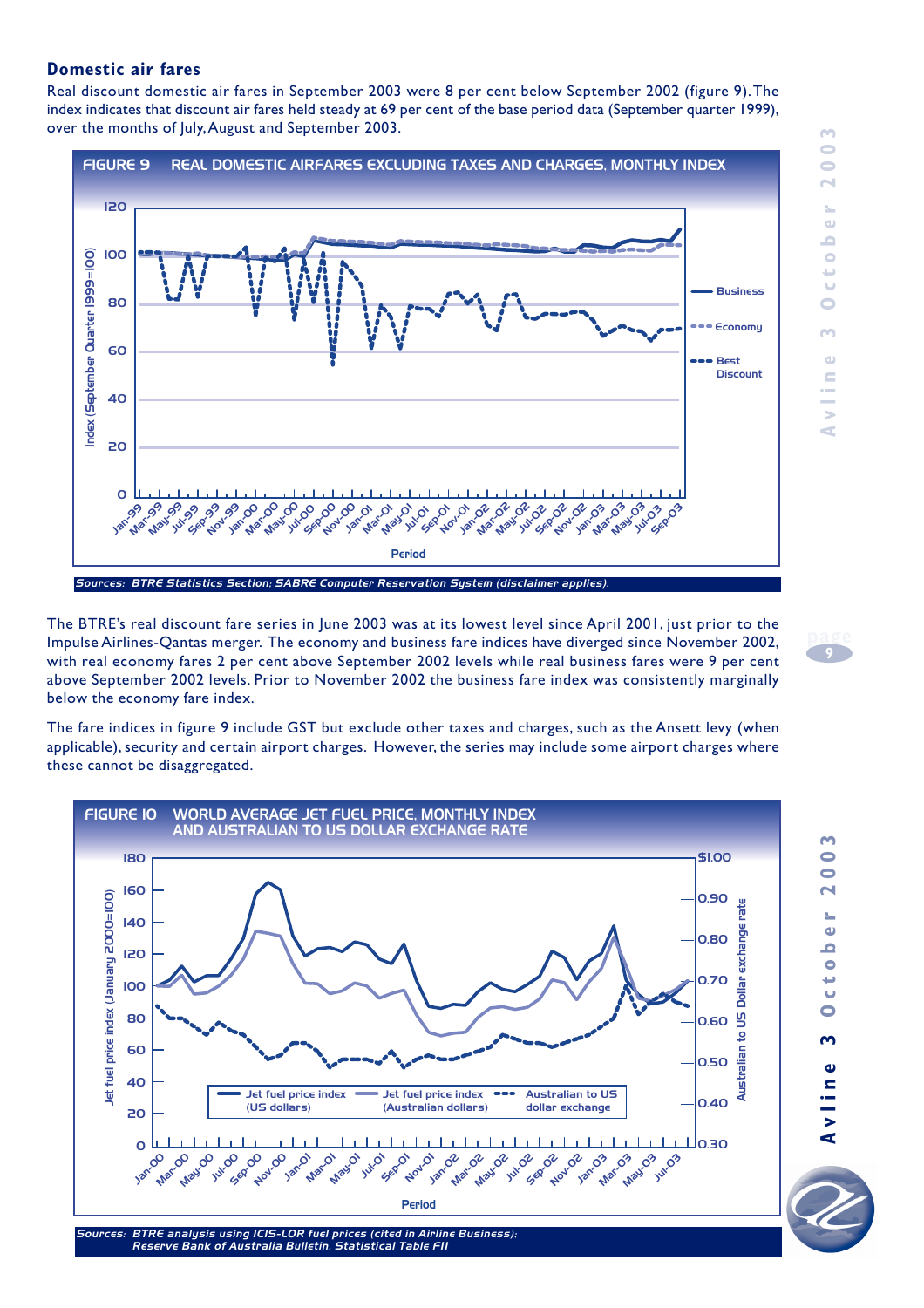### Domestic air fares

Real discount domestic air fares in September 2003 were 8 per cent below September 2002 (figure 9). The index indicates that discount air fares held steady at 69 per cent of the base period data (September quarter 1999), over the months of July, August and September 2003.

FIGURE 9 REAL DOMESTIC AIRFARES EXCLUDING TAXES AND CHARGES, MONTHLY INDEX

Index (September Quarter 1999=100)

0
20
40
60
80
100
120

Jan-99 Mar-99 May-99 Jul-99 Sep-99 Nov-99 Jan-00 Mar-00 May-00 Jul-00 Sep-00 Nov-00 Jan-01 Mar-01 May-01 Jul-01 Sep-01 Nov-01 Jan-02 Mar-02 May-02 Jul-02 Sep-02 Nov-02 Jan-03 Mar-03 May-03 Jul-03 Sep-03

Period

Business
Economy
Best Discount

*Sources: BTRE Statistics Section; SABRE Computer Reservation System (disclaimer applies).*

The BTRE's real discount fare series in June 2003 was at its lowest level since April 2001, just prior to the Impulse Airlines-Qantas merger. The economy and business fare indices have diverged since November 2002, with real economy fares 2 per cent above September 2002 levels while real business fares were 9 per cent above September 2002 levels. Prior to November 2002 the business fare index was consistently marginally below the economy fare index.

The fare indices in figure 9 include GST but exclude other taxes and charges, such as the Ansett levy (when applicable), security and certain airport charges. However, the series may include some airport charges where these cannot be disaggregated.

FIGURE 10 WORLD AVERAGE JET FUEL PRICE, MONTHLY INDEX AND AUSTRALIAN TO US DOLLAR EXCHANGE RATE

Jet fuel price index (January 2000=100)

0
20
40
60
80
100
120
140
160
180

Australian to US Dollar exchange rate

0.30
0.40
0.50
0.60
0.70
0.80
0.90
$1.00

Jan-00 Mar-00 May-00 Jul-00 Sep-00 Nov-00 Jan-01 Mar-01 May-01 Jul-01 Sep-01 Nov-01 Jan-02 Mar-02 May-02 Jul-02 Sep-02 Nov-02 Jan-03 Mar-03 May-03 Jul-03

Period

Jet fuel price index (US dollars)
Jet fuel price index (Australian dollars)
Australian to US dollar exchange

*Sources: BTRE analysis using ICIS-LOR fuel prices (cited in Airline Business); Reserve Bank of Australia Bulletin, Statistical Table FII*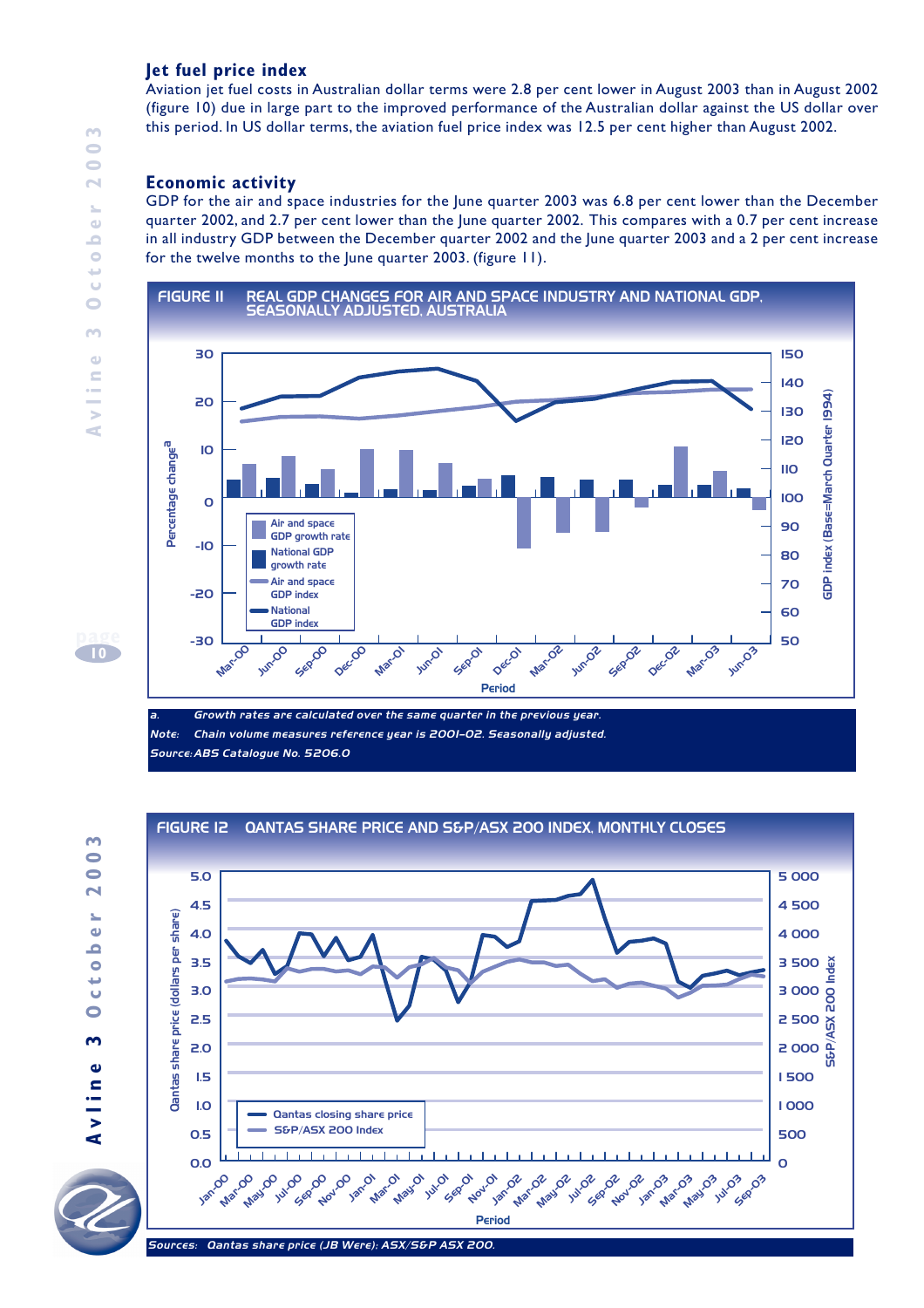## Jet fuel price index

Aviation jet fuel costs in Australian dollar terms were 2.8 per cent lower in August 2003 than in August 2002 (figure 10) due in large part to the improved performance of the Australian dollar against the US dollar over this period. In US dollar terms, the aviation fuel price index was 12.5 per cent higher than August 2002.

## Economic activity

GDP for the air and space industries for the June quarter 2003 was 6.8 per cent lower than the December quarter 2002, and 2.7 per cent lower than the June quarter 2002. This compares with a 0.7 per cent increase in all industry GDP between the December quarter 2002 and the June quarter 2003 and a 2 per cent increase for the twelve months to the June quarter 2003. (figure 11).

**FIGURE 11 REAL GDP CHANGES FOR AIR AND SPACE INDUSTRY AND NATIONAL GDP, SEASONALLY ADJUSTED, AUSTRALIA**

Percentage change[a]

30
20
10
0
-10
-20
-30

GDP index (Base=March Quarter 1994)

150
140
130
120
110
100
90
80
70
60
50

Mar-00 Jun-00 Sep-00 Dec-00 Mar-01 Jun-01 Sep-01 Dec-01 Mar-02 Jun-02 Sep-02 Dec-02 Mar-03 Jun-03

Period

Air and space GDP growth rate
National GDP growth rate
Air and space GDP index
National GDP index

*a. Growth rates are calculated over the same quarter in the previous year.*

*Note: Chain volume measures reference year is 2001–02. Seasonally adjusted.*

*Source: ABS Catalogue No. 5206.0*

**FIGURE 12 QANTAS SHARE PRICE AND S&P/ASX 200 INDEX, MONTHLY CLOSES**

Qantas share price (dollars per share)

5.0
4.5
4.0
3.5
3.0
2.5
2.0
1.5
1.0
0.5
0.0

S&P/ASX 200 Index

5 000
4 500
4 000
3 500
3 000
2 500
2 000
1 500
1 000
500
0

Jan-00 Mar-00 May-00 Jul-00 Sep-00 Nov-00 Jan-01 Mar-01 May-01 Jul-01 Sep-01 Nov-01 Jan-02 Mar-02 May-02 Jul-02 Sep-02 Nov-02 Jan-03 Mar-03 May-03 Jul-03 Sep-03

Period

Qantas closing share price
S&P/ASX 200 Index

*Sources: Qantas share price (JB Were); ASX/S&P ASX 200.*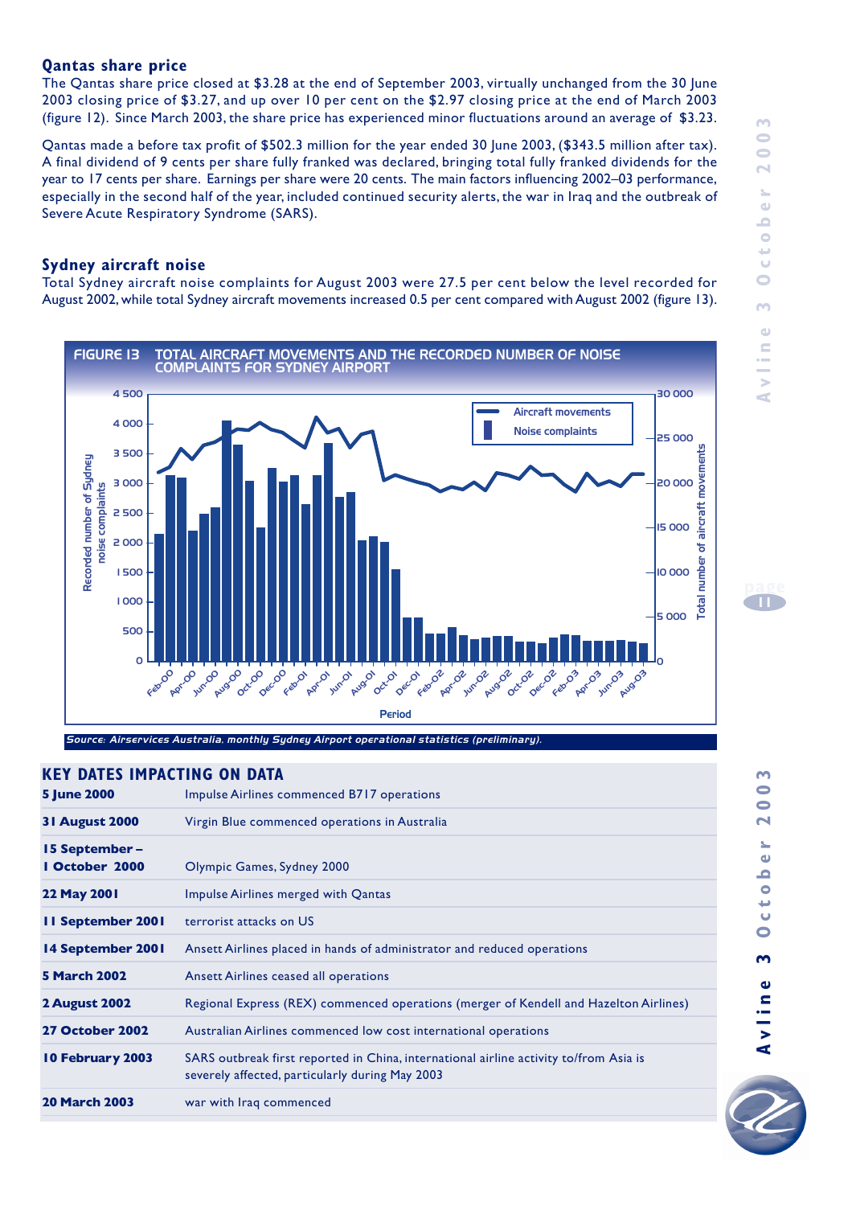## Qantas share price

The Qantas share price closed at $3.28 at the end of September 2003, virtually unchanged from the 30 June 2003 closing price of $3.27, and up over 10 per cent on the $2.97 closing price at the end of March 2003 (figure 12). Since March 2003, the share price has experienced minor fluctuations around an average of $3.23.

Qantas made a before tax profit of $502.3 million for the year ended 30 June 2003, ($343.5 million after tax). A final dividend of 9 cents per share fully franked was declared, bringing total fully franked dividends for the year to 17 cents per share. Earnings per share were 20 cents. The main factors influencing 2002–03 performance, especially in the second half of the year, included continued security alerts, the war in Iraq and the outbreak of Severe Acute Respiratory Syndrome (SARS).

## Sydney aircraft noise

Total Sydney aircraft noise complaints for August 2003 were 27.5 per cent below the level recorded for August 2002, while total Sydney aircraft movements increased 0.5 per cent compared with August 2002 (figure 13).

**FIGURE 13 TOTAL AIRCRAFT MOVEMENTS AND THE RECORDED NUMBER OF NOISE COMPLAINTS FOR SYDNEY AIRPORT**

*Source: Airservices Australia, monthly Sydney Airport operational statistics (preliminary).*

## KEY DATES IMPACTING ON DATA

| | |
|---|---|
| **5 June 2000** | Impulse Airlines commenced B717 operations |
| **31 August 2000** | Virgin Blue commenced operations in Australia |
| **15 September – 1 October 2000** | Olympic Games, Sydney 2000 |
| **22 May 2001** | Impulse Airlines merged with Qantas |
| **11 September 2001** | terrorist attacks on US |
| **14 September 2001** | Ansett Airlines placed in hands of administrator and reduced operations |
| **5 March 2002** | Ansett Airlines ceased all operations |
| **2 August 2002** | Regional Express (REX) commenced operations (merger of Kendell and Hazelton Airlines) |
| **27 October 2002** | Australian Airlines commenced low cost international operations |
| **10 February 2003** | SARS outbreak first reported in China, international airline activity to/from Asia is severely affected, particularly during May 2003 |
| **20 March 2003** | war with Iraq commenced |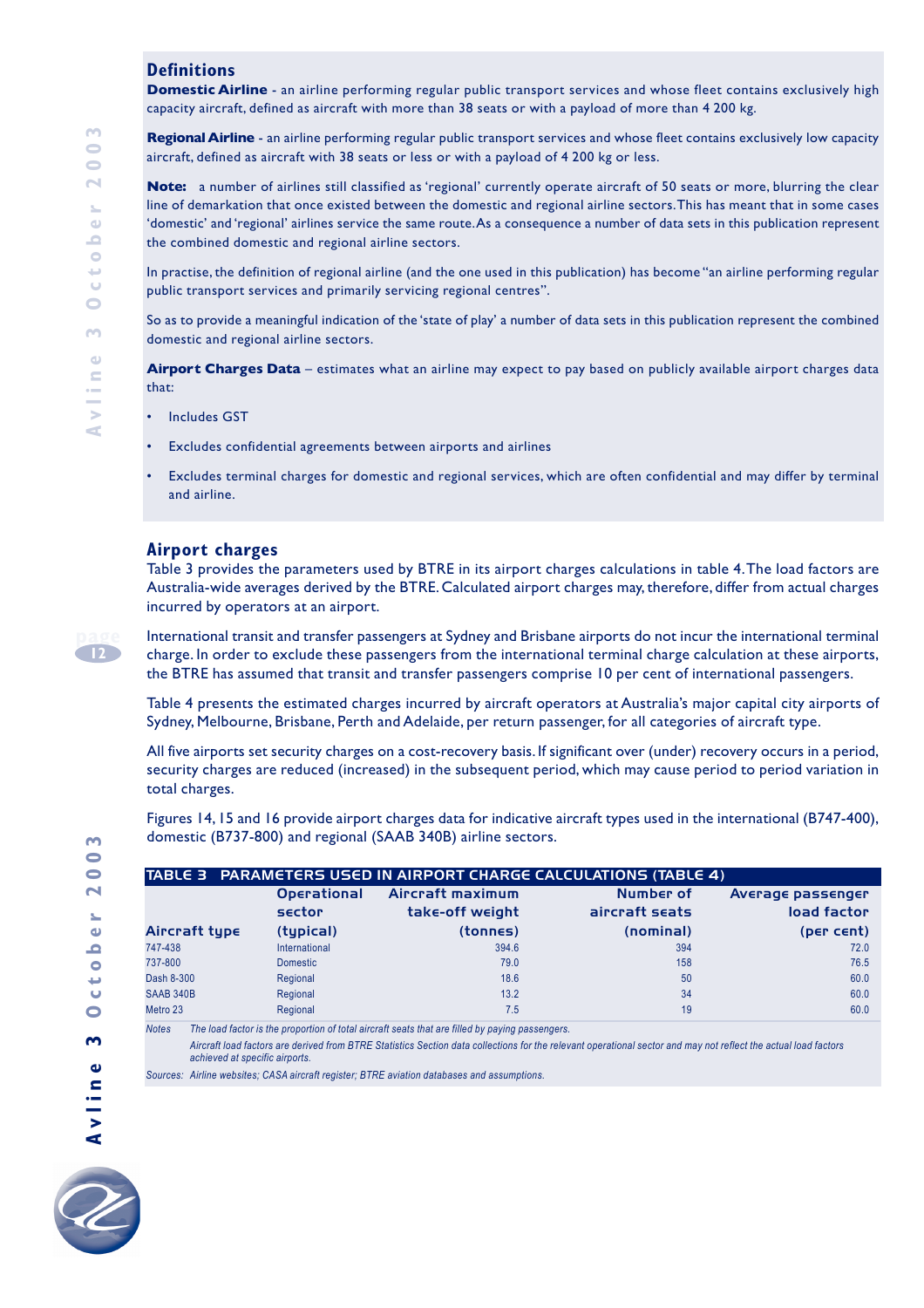## Definitions

**Domestic Airline** - an airline performing regular public transport services and whose fleet contains exclusively high capacity aircraft, defined as aircraft with more than 38 seats or with a payload of more than 4 200 kg.

**Regional Airline** - an airline performing regular public transport services and whose fleet contains exclusively low capacity aircraft, defined as aircraft with 38 seats or less or with a payload of 4 200 kg or less.

**Note:** a number of airlines still classified as 'regional' currently operate aircraft of 50 seats or more, blurring the clear line of demarcation that once existed between the domestic and regional airline sectors. This has meant that in some cases 'domestic' and 'regional' airlines service the same route. As a consequence a number of data sets in this publication represent the combined domestic and regional airline sectors.

In practise, the definition of regional airline (and the one used in this publication) has become "an airline performing regular public transport services and primarily servicing regional centres".

So as to provide a meaningful indication of the 'state of play' a number of data sets in this publication represent the combined domestic and regional airline sectors.

**Airport Charges Data** – estimates what an airline may expect to pay based on publicly available airport charges data that:

- Includes GST
- Excludes confidential agreements between airports and airlines
- Excludes terminal charges for domestic and regional services, which are often confidential and may differ by terminal and airline.

## Airport charges

Table 3 provides the parameters used by BTRE in its airport charges calculations in table 4. The load factors are Australia-wide averages derived by the BTRE. Calculated airport charges may, therefore, differ from actual charges incurred by operators at an airport.

International transit and transfer passengers at Sydney and Brisbane airports do not incur the international terminal charge. In order to exclude these passengers from the international terminal charge calculation at these airports, the BTRE has assumed that transit and transfer passengers comprise 10 per cent of international passengers.

Table 4 presents the estimated charges incurred by aircraft operators at Australia's major capital city airports of Sydney, Melbourne, Brisbane, Perth and Adelaide, per return passenger, for all categories of aircraft type.

All five airports set security charges on a cost-recovery basis. If significant over (under) recovery occurs in a period, security charges are reduced (increased) in the subsequent period, which may cause period to period variation in total charges.

Figures 14, 15 and 16 provide airport charges data for indicative aircraft types used in the international (B747-400), domestic (B737-800) and regional (SAAB 340B) airline sectors.

**TABLE 3 PARAMETERS USED IN AIRPORT CHARGE CALCULATIONS (TABLE 4)**

| Aircraft type | Operational sector (typical) | Aircraft maximum take-off weight (tonnes) | Number of aircraft seats (nominal) | Average passenger load factor (per cent) |
|---|---|---|---|---|
| 747-438 | International | 394.6 | 394 | 72.0 |
| 737-800 | Domestic | 79.0 | 158 | 76.5 |
| Dash 8-300 | Regional | 18.6 | 50 | 60.0 |
| SAAB 340B | Regional | 13.2 | 34 | 60.0 |
| Metro 23 | Regional | 7.5 | 19 | 60.0 |

*Notes* *The load factor is the proportion of total aircraft seats that are filled by paying passengers.*

*Aircraft load factors are derived from BTRE Statistics Section data collections for the relevant operational sector and may not reflect the actual load factors achieved at specific airports.*

*Sources: Airline websites; CASA aircraft register; BTRE aviation databases and assumptions.*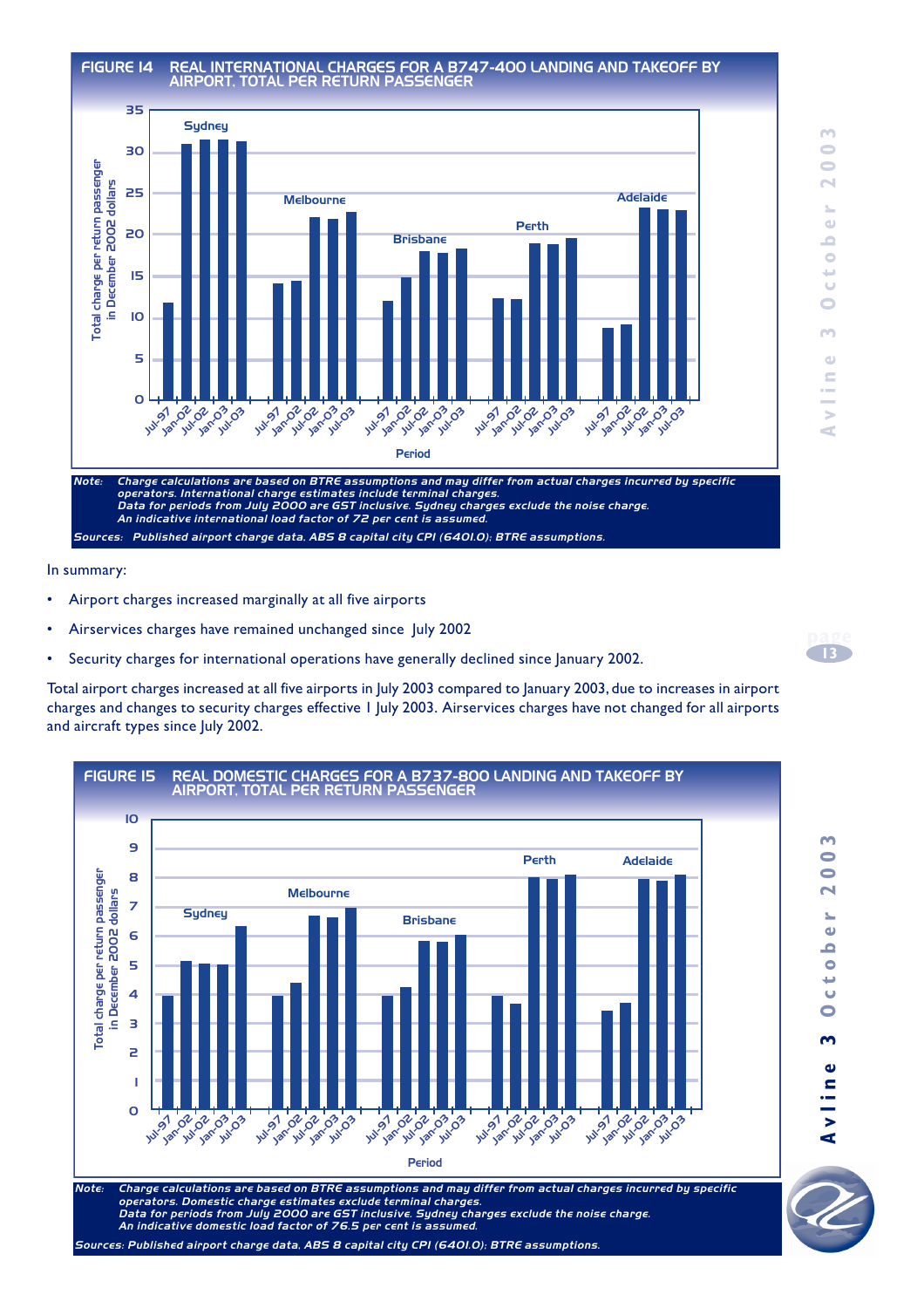## FIGURE 14 REAL INTERNATIONAL CHARGES FOR A B747-400 LANDING AND TAKEOFF BY AIRPORT, TOTAL PER RETURN PASSENGER

Total charge per return passenger in December 2002 dollars

35
30
25
20
15
10
5
0

Sydney
Melbourne
Brisbane
Perth
Adelaide

Jul-97 Jan-02 Jul-02 Jan-03 Jul-03

Period

*Note: Charge calculations are based on BTRE assumptions and may differ from actual charges incurred by specific operators. International charge estimates include terminal charges. Data for periods from July 2000 are GST inclusive. Sydney charges exclude the noise charge. An indicative international load factor of 72 per cent is assumed.*

*Sources: Published airport charge data. ABS 8 capital city CPI (6401.0); BTRE assumptions.*

In summary:

- Airport charges increased marginally at all five airports
- Airservices charges have remained unchanged since July 2002
- Security charges for international operations have generally declined since January 2002.

Total airport charges increased at all five airports in July 2003 compared to January 2003, due to increases in airport charges and changes to security charges effective 1 July 2003. Airservices charges have not changed for all airports and aircraft types since July 2002.

## FIGURE 15 REAL DOMESTIC CHARGES FOR A B737-800 LANDING AND TAKEOFF BY AIRPORT, TOTAL PER RETURN PASSENGER

Total charge per return passenger in December 2002 dollars

10
9
8
7
6
5
4
3
2
1
0

Sydney
Melbourne
Brisbane
Perth
Adelaide

Jul-97 Jan-02 Jul-02 Jan-03 Jul-03

Period

*Note: Charge calculations are based on BTRE assumptions and may differ from actual charges incurred by specific operators. Domestic charge estimates exclude terminal charges. Data for periods from July 2000 are GST inclusive. Sydney charges exclude the noise charge. An indicative domestic load factor of 76.5 per cent is assumed.*

*Sources: Published airport charge data. ABS 8 capital city CPI (6401.0); BTRE assumptions.*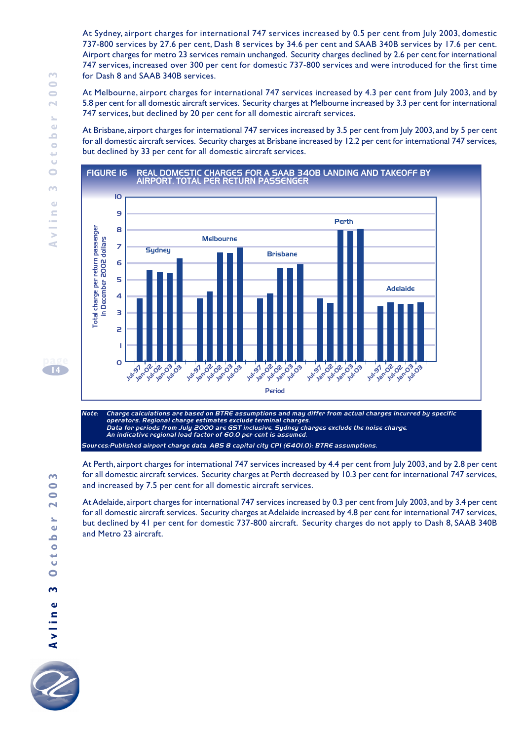At Sydney, airport charges for international 747 services increased by 0.5 per cent from July 2003, domestic 737-800 services by 27.6 per cent, Dash 8 services by 34.6 per cent and SAAB 340B services by 17.6 per cent. Airport charges for metro 23 services remain unchanged. Security charges declined by 2.6 per cent for international 747 services, increased over 300 per cent for domestic 737-800 services and were introduced for the first time for Dash 8 and SAAB 340B services.

At Melbourne, airport charges for international 747 services increased by 4.3 per cent from July 2003, and by 5.8 per cent for all domestic aircraft services. Security charges at Melbourne increased by 3.3 per cent for international 747 services, but declined by 20 per cent for all domestic aircraft services.

At Brisbane, airport charges for international 747 services increased by 3.5 per cent from July 2003, and by 5 per cent for all domestic aircraft services. Security charges at Brisbane increased by 12.2 per cent for international 747 services, but declined by 33 per cent for all domestic aircraft services.

**FIGURE 16 REAL DOMESTIC CHARGES FOR A SAAB 340B LANDING AND TAKEOFF BY AIRPORT, TOTAL PER RETURN PASSENGER**

Total charge per return passenger in December 2002 dollars

0
1
2
3
4
5
6
7
8
9
10

Sydney
Melbourne
Brisbane
Perth
Adelaide

Jul-97
Jan-02
Jul-02
Jan-03
Jul-03

Period

*Note: Charge calculations are based on BTRE assumptions and may differ from actual charges incurred by specific operators. Regional charge estimates exclude terminal charges.*
*Data for periods from July 2000 are GST inclusive. Sydney charges exclude the noise charge.*
*An indicative regional load factor of 60.0 per cent is assumed.*

*Sources: Published airport charge data. ABS 8 capital city CPI (6401.0): BTRE assumptions.*

At Perth, airport charges for international 747 services increased by 4.4 per cent from July 2003, and by 2.8 per cent for all domestic aircraft services. Security charges at Perth decreased by 10.3 per cent for international 747 services, and increased by 7.5 per cent for all domestic aircraft services.

At Adelaide, airport charges for international 747 services increased by 0.3 per cent from July 2003, and by 3.4 per cent for all domestic aircraft services. Security charges at Adelaide increased by 4.8 per cent for international 747 services, but declined by 41 per cent for domestic 737-800 aircraft. Security charges do not apply to Dash 8, SAAB 340B and Metro 23 aircraft.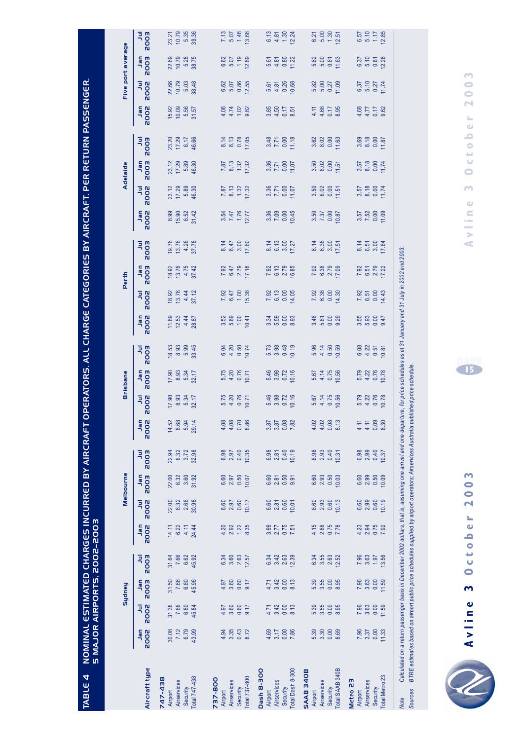## TABLE 4 NOMINAL ESTIMATED CHARGES INCURRED BY AIRCRAFT OPERATORS. ALL CHARGE CATEGORIES BY AIRCRAFT. PER RETURN PASSENGER. 5 MAJOR AIRPORTS, 2002–2003

| Aircraft type | Sydney | | | | Melbourne | | | | Brisbane | | | | Perth | | | | Adelaide | | | | Five port average | | | |
|---|---|---|---|---|---|---|---|---|---|---|---|---|---|---|---|---|---|---|---|---|---|---|---|---|
| | Jan 2002 | Jul 2002 | Jan 2003 | Jul 2003 | Jan 2002 | Jul 2002 | Jan 2003 | Jul 2003 | Jan 2002 | Jul 2002 | Jan 2003 | Jul 2003 | Jan 2002 | Jul 2002 | Jan 2003 | Jul 2003 | Jan 2002 | Jul 2002 | Jan 2003 | Jul 2003 | Jan 2002 | Jul 2002 | Jan 2003 | Jul 2003 |
| **747-438** | | | | | | | | | | | | | | | | | | | | | | | | |
| Airport | 30.08 | 31.38 | 31.50 | 31.64 | 14.11 | 22.00 | 22.00 | 22.94 | 14.52 | 17.90 | 17.90 | 18.53 | 11.89 | 18.92 | 18.92 | 19.76 | 8.99 | 23.12 | 23.12 | 23.20 | 15.92 | 22.66 | 22.69 | 23.21 |
| Airservices | 7.12 | 7.66 | 7.66 | 7.66 | 6.22 | 6.32 | 6.32 | 6.32 | 8.68 | 8.93 | 8.93 | 8.93 | 12.53 | 13.76 | 13.76 | 13.76 | 15.90 | 17.29 | 17.29 | 17.29 | 10.09 | 10.79 | 10.79 | 10.79 |
| Security | 6.79 | 6.80 | 6.80 | 6.62 | 4.11 | 2.66 | 3.60 | 3.72 | 5.94 | 5.34 | 5.34 | 5.99 | 4.44 | 4.44 | 4.75 | 4.26 | 6.52 | 5.89 | 5.89 | 6.17 | 5.56 | 5.03 | 5.28 | 5.35 |
| Total 747-438 | 43.99 | 45.84 | 45.96 | 45.92 | 24.44 | 30.98 | 31.92 | 32.98 | 29.14 | 32.17 | 32.17 | 33.45 | 28.87 | 37.12 | 37.42 | 37.78 | 31.42 | 46.30 | 46.30 | 46.66 | 31.57 | 38.48 | 38.75 | 39.36 |
| **737-800** | | | | | | | | | | | | | | | | | | | | | | | | |
| Airport | 4.94 | 4.97 | 4.97 | 6.34 | 4.20 | 6.60 | 6.60 | 6.98 | 4.08 | 5.75 | 5.75 | 6.04 | 3.52 | 7.92 | 7.92 | 8.14 | 3.54 | 7.87 | 7.87 | 8.14 | 4.06 | 6.62 | 6.62 | 7.13 |
| Airservices | 3.35 | 3.60 | 3.60 | 3.60 | 2.92 | 2.97 | 2.97 | 2.97 | 4.08 | 4.20 | 4.20 | 4.20 | 5.89 | 6.47 | 6.47 | 6.47 | 7.47 | 8.13 | 8.13 | 8.13 | 4.74 | 5.07 | 5.07 | 5.07 |
| Security | 0.43 | 0.60 | 0.60 | 2.63 | 1.22 | 0.60 | 0.50 | 0.40 | 0.70 | 0.76 | 0.76 | 0.50 | 1.00 | 1.00 | 2.79 | 3.00 | 1.76 | 1.32 | 1.32 | 0.78 | 1.02 | 0.86 | 1.19 | 1.46 |
| Total 737-800 | 8.72 | 9.17 | 9.17 | 12.57 | 8.35 | 10.17 | 10.07 | 10.35 | 8.86 | 10.71 | 10.71 | 10.74 | 10.41 | 15.38 | 17.18 | 17.60 | 12.77 | 17.32 | 17.32 | 17.05 | 9.82 | 12.55 | 12.89 | 13.66 |
| **Dash 8-300** | | | | | | | | | | | | | | | | | | | | | | | | |
| Airport | 4.69 | 4.71 | 4.71 | 6.34 | 3.99 | 6.60 | 6.60 | 6.98 | 3.87 | 5.46 | 5.46 | 5.73 | 3.34 | 7.92 | 7.92 | 8.14 | 3.36 | 3.36 | 3.36 | 3.48 | 3.85 | 5.61 | 5.61 | 6.13 |
| Airservices | 3.17 | 3.42 | 3.42 | 3.42 | 2.77 | 2.81 | 2.81 | 2.81 | 3.87 | 3.98 | 3.98 | 3.98 | 5.59 | 6.13 | 6.13 | 6.13 | 7.09 | 7.71 | 7.71 | 7.71 | 4.50 | 4.81 | 4.81 | 4.81 |
| Security | 0.00 | 0.00 | 0.00 | 2.63 | 0.75 | 0.60 | 0.50 | 0.40 | 0.08 | 0.72 | 0.72 | 0.48 | 0.00 | 0.00 | 2.79 | 3.00 | 0.00 | 0.00 | 0.00 | 0.00 | 0.17 | 0.26 | 0.80 | 1.30 |
| Total Dash 8-300 | 7.86 | 8.13 | 8.13 | 12.39 | 7.51 | 10.01 | 9.91 | 10.19 | 7.82 | 10.16 | 10.16 | 10.19 | 8.93 | 14.05 | 16.85 | 17.27 | 10.45 | 11.07 | 11.07 | 11.18 | 8.51 | 10.68 | 11.22 | 12.24 |
| **SAAB 340B** | | | | | | | | | | | | | | | | | | | | | | | | |
| Airport | 5.39 | 5.39 | 5.39 | 6.34 | 4.15 | 6.60 | 6.60 | 6.98 | 4.02 | 5.67 | 5.67 | 5.96 | 3.48 | 7.92 | 7.92 | 8.14 | 3.50 | 3.50 | 3.50 | 3.62 | 4.11 | 5.82 | 5.82 | 6.21 |
| Airservices | 3.30 | 3.55 | 3.55 | 3.55 | 2.88 | 2.93 | 2.93 | 2.93 | 4.02 | 4.14 | 4.14 | 4.14 | 5.81 | 6.38 | 6.38 | 6.38 | 7.37 | 8.02 | 8.02 | 8.02 | 4.68 | 5.00 | 5.00 | 5.00 |
| Security | 0.00 | 0.00 | 0.00 | 2.63 | 0.75 | 0.60 | 0.50 | 0.40 | 0.08 | 0.75 | 0.75 | 0.50 | 0.00 | 0.00 | 2.79 | 3.00 | 0.00 | 0.00 | 0.00 | 0.00 | 0.17 | 0.27 | 0.81 | 1.30 |
| Total SAAB 340B | 8.69 | 8.95 | 8.95 | 12.52 | 7.78 | 10.13 | 10.03 | 10.31 | 8.13 | 10.56 | 10.56 | 10.59 | 9.29 | 14.30 | 17.09 | 17.51 | 10.87 | 11.51 | 11.51 | 11.63 | 8.95 | 11.09 | 11.63 | 12.51 |
| **Metro 23** | | | | | | | | | | | | | | | | | | | | | | | | |
| Airport | 7.96 | 7.96 | 7.96 | 7.96 | 4.23 | 6.60 | 6.60 | 6.98 | 4.11 | 5.79 | 5.79 | 6.08 | 3.55 | 7.92 | 7.92 | 8.14 | 3.57 | 3.57 | 3.57 | 3.69 | 4.68 | 6.37 | 6.37 | 6.57 |
| Airservices | 3.37 | 3.63 | 3.63 | 3.63 | 2.94 | 2.99 | 2.99 | 2.99 | 4.11 | 4.22 | 4.22 | 4.22 | 5.93 | 6.51 | 6.51 | 6.51 | 7.52 | 8.18 | 8.18 | 8.18 | 4.77 | 5.10 | 5.10 | 5.10 |
| Security | 0.00 | 0.00 | 0.00 | 1.97 | 0.75 | 0.60 | 0.50 | 0.40 | 0.09 | 0.76 | 0.76 | 0.51 | 0.00 | 0.00 | 2.79 | 3.00 | 0.00 | 0.00 | 0.00 | 0.00 | 0.17 | 0.27 | 0.81 | 1.17 |
| Total Metro 23 | 11.33 | 11.59 | 11.59 | 13.56 | 7.92 | 10.19 | 10.09 | 10.37 | 8.30 | 10.78 | 10.78 | 10.81 | 9.47 | 14.43 | 17.22 | 17.64 | 11.09 | 11.74 | 11.74 | 11.87 | 9.62 | 11.74 | 12.28 | 12.85 |

*Note* Calculated on a return passenger basis in December 2002 dollars, that is, assuming one arrival and one departure, for price schedules as at 31 January and 31 July in 2002 and 2003.

*Sources* BTRE estimates based on airport public price schedules supplied by airport operators; Airservices Australia published price schedule.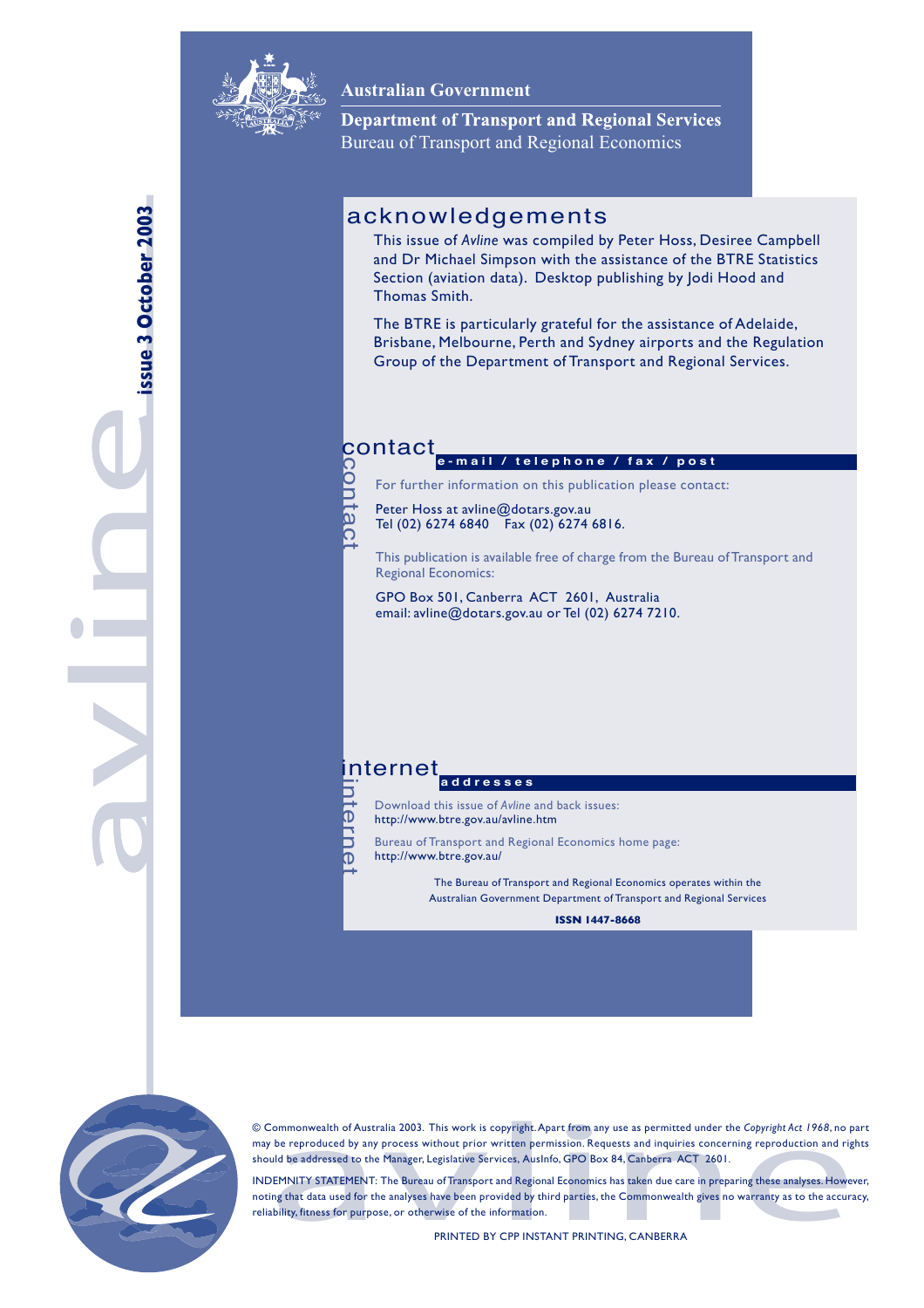Australian Government

Department of Transport and Regional Services

Bureau of Transport and Regional Economics

avline issue 3 October 2003

## acknowledgements

This issue of *Avline* was compiled by Peter Hoss, Desiree Campbell and Dr Michael Simpson with the assistance of the BTRE Statistics Section (aviation data). Desktop publishing by Jodi Hood and Thomas Smith.

The BTRE is particularly grateful for the assistance of Adelaide, Brisbane, Melbourne, Perth and Sydney airports and the Regulation Group of the Department of Transport and Regional Services.

## contact

**e-mail / telephone / fax / post**

For further information on this publication please contact:

Peter Hoss at avline@dotars.gov.au
Tel (02) 6274 6840 Fax (02) 6274 6816.

This publication is available free of charge from the Bureau of Transport and Regional Economics:

GPO Box 501, Canberra ACT 2601, Australia
email: avline@dotars.gov.au or Tel (02) 6274 7210.

## internet

**addresses**

Download this issue of *Avline* and back issues:
http://www.btre.gov.au/avline.htm

Bureau of Transport and Regional Economics home page:
http://www.btre.gov.au/

The Bureau of Transport and Regional Economics operates within the Australian Government Department of Transport and Regional Services

**ISSN 1447-8668**

© Commonwealth of Australia 2003. This work is copyright. Apart from any use as permitted under the *Copyright Act 1968*, no part may be reproduced by any process without prior written permission. Requests and inquiries concerning reproduction and rights should be addressed to the Manager, Legislative Services, AusInfo, GPO Box 84, Canberra ACT 2601.

INDEMNITY STATEMENT: The Bureau of Transport and Regional Economics has taken due care in preparing these analyses. However, noting that data used for the analyses have been provided by third parties, the Commonwealth gives no warranty as to the accuracy, reliability, fitness for purpose, or otherwise of the information.

PRINTED BY CPP INSTANT PRINTING, CANBERRA